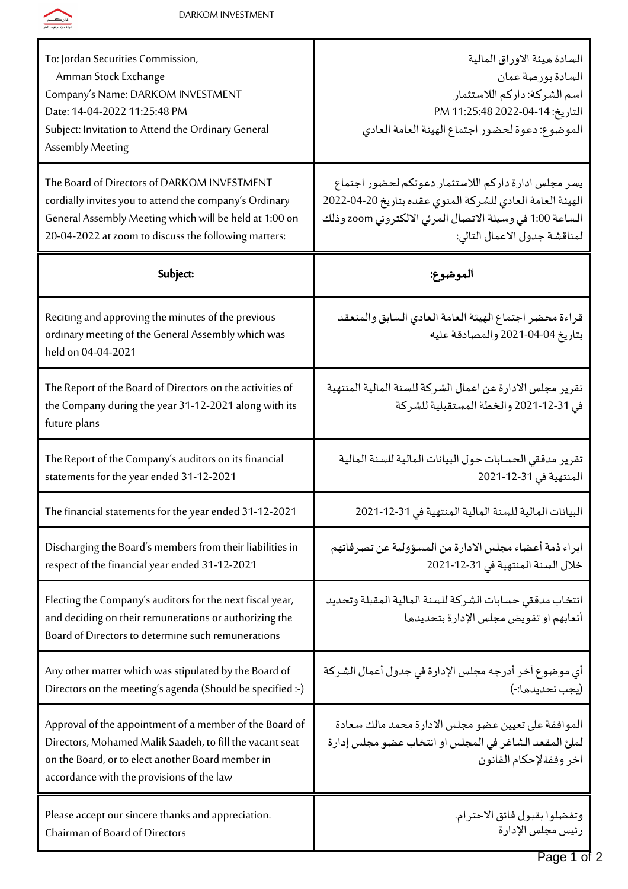DARKOM INVESTMENT

| To: Jordan Securities Commission,<br>Amman Stock Exchange<br>Company's Name: DARKOM INVESTMENT<br>Date: 14-04-2022 11:25:48 PM<br>Subject: Invitation to Attend the Ordinary General Assembly Meeting | السادة هيئة الاوراق المالية<br>السادة بورصة عمان<br>اسم الشركة: داركم اللاستثمار<br>التاريخ: 14-04-2022 11:25:48 PM<br>الموضوع: دعوة لحضور اجتماع الهيئة العامة العادي |
|---|---|
| The Board of Directors of DARKOM INVESTMENT cordially invites you to attend the company's Ordinary General Assembly Meeting which will be held at 1:00 on 20-04-2022 at zoom to discuss the following matters: | يسر مجلس ادارة داركم اللاستثمار دعوتكم لحضور اجتماع الهيئة العامة العادي للشركة المنوي عقده بتاريخ 20-04-2022 الساعة 1:00 في وسيلة الاتصال المرئي الالكتروني zoom وذلك لمناقشة جدول الاعمال التالي: |
| **Subject:** | **الموضوع:** |
| Reciting and approving the minutes of the previous ordinary meeting of the General Assembly which was held on 04-04-2021 | قراءة محضر اجتماع الهيئة العامة العادي السابق والمنعقد بتاريخ 04-04-2021 والمصادقة عليه |
| The Report of the Board of Directors on the activities of the Company during the year 31-12-2021 along with its future plans | تقرير مجلس الادارة عن اعمال الشركة للسنة المالية المنتهية في 31-12-2021 والخطة المستقبلية للشركة |
| The Report of the Company's auditors on its financial statements for the year ended 31-12-2021 | تقرير مدققي الحسابات حول البيانات المالية للسنة المالية المنتهية في 31-12-2021 |
| The financial statements for the year ended 31-12-2021 | البيانات المالية للسنة المالية المنتهية في 31-12-2021 |
| Discharging the Board's members from their liabilities in respect of the financial year ended 31-12-2021 | ابراء ذمة أعضاء مجلس الادارة من المسؤولية عن تصرفاتهم خلال السنة المنتهية في 31-12-2021 |
| Electing the Company's auditors for the next fiscal year, and deciding on their remunerations or authorizing the Board of Directors to determine such remunerations | انتخاب مدققي حسابات الشركة للسنة المالية المقبلة وتحديد أتعابهم او تفويض مجلس الإدارة بتحديدها |
| Any other matter which was stipulated by the Board of Directors on the meeting's agenda (Should be specified :-) | أي موضوع آخر أدرجه مجلس الإدارة في جدول أعمال الشركة (يجب تحديدها:-) |
| Approval of the appointment of a member of the Board of Directors, Mohamed Malik Saadeh, to fill the vacant seat on the Board, or to elect another Board member in accordance with the provisions of the law | الموافقة على تعيين عضو مجلس الادارة محمد مالك سعادة لملئ المقعد الشاغر في المجلس او انتخاب عضو مجلس إدارة اخر وفقا لإحكام القانون |
| Please accept our sincere thanks and appreciation.<br>Chairman of Board of Directors | وتفضلوا بقبول فائق الاحترام.<br>رئيس مجلس الإدارة |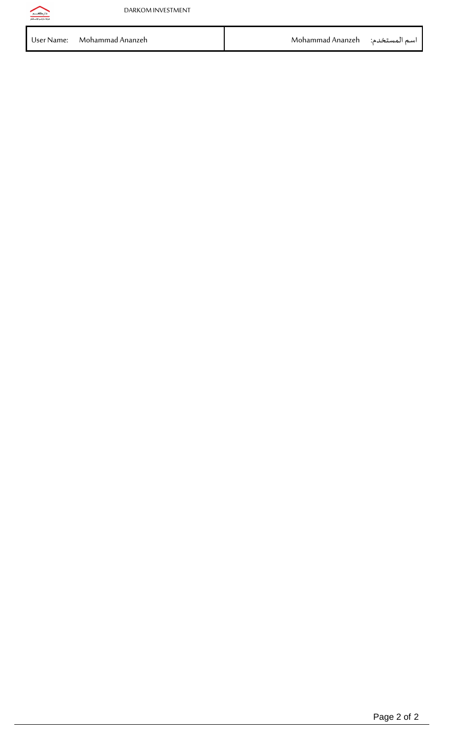| | |
| --- | --- |
| User Name: Mohammad Ananzeh | اسم المستخدم: Mohammad Ananzeh |